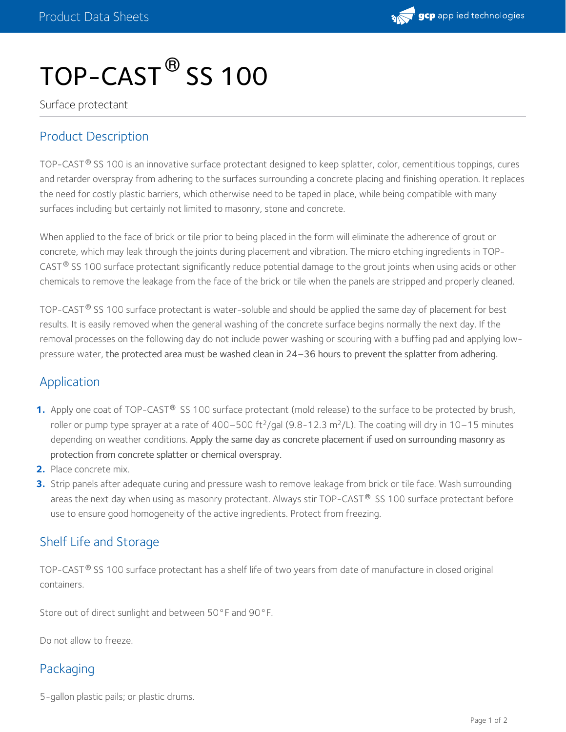# TOP-CAST® SS 100

Surface protectant

## Product Description

TOP-CAST® SS 100 is an innovative surface protectant designed to keep splatter, color, cementitious toppings, cures and retarder overspray from adhering to the surfaces surrounding a concrete placing and finishing operation. It replaces the need for costly plastic barriers, which otherwise need to be taped in place, while being compatible with many surfaces including but certainly not limited to masonry, stone and concrete.

When applied to the face of brick or tile prior to being placed in the form will eliminate the adherence of grout or concrete, which may leak through the joints during placement and vibration. The micro etching ingredients in TOP-CAST® SS 100 surface protectant significantly reduce potential damage to the grout joints when using acids or other chemicals to remove the leakage from the face of the brick or tile when the panels are stripped and properly cleaned.

TOP-CAST® SS 100 surface protectant is water-soluble and should be applied the same day of placement for best results. It is easily removed when the general washing of the concrete surface begins normally the next day. If the removal processes on the following day do not include power washing or scouring with a buffing pad and applying low-pressure water, the protected area must be washed clean in 24–36 hours to prevent the splatter from adhering.

## Application

1. Apply one coat of TOP-CAST® SS 100 surface protectant (mold release) to the surface to be protected by brush, roller or pump type sprayer at a rate of 400–500 $ft^2$/gal (9.8-12.3 $m^2$/L). The coating will dry in 10–15 minutes depending on weather conditions. Apply the same day as concrete placement if used on surrounding masonry as protection from concrete splatter or chemical overspray.
2. Place concrete mix.
3. Strip panels after adequate curing and pressure wash to remove leakage from brick or tile face. Wash surrounding areas the next day when using as masonry protectant. Always stir TOP-CAST® SS 100 surface protectant before use to ensure good homogeneity of the active ingredients. Protect from freezing.

## Shelf Life and Storage

TOP-CAST® SS 100 surface protectant has a shelf life of two years from date of manufacture in closed original containers.

Store out of direct sunlight and between 50°F and 90°F.

Do not allow to freeze.

## Packaging

5-gallon plastic pails; or plastic drums.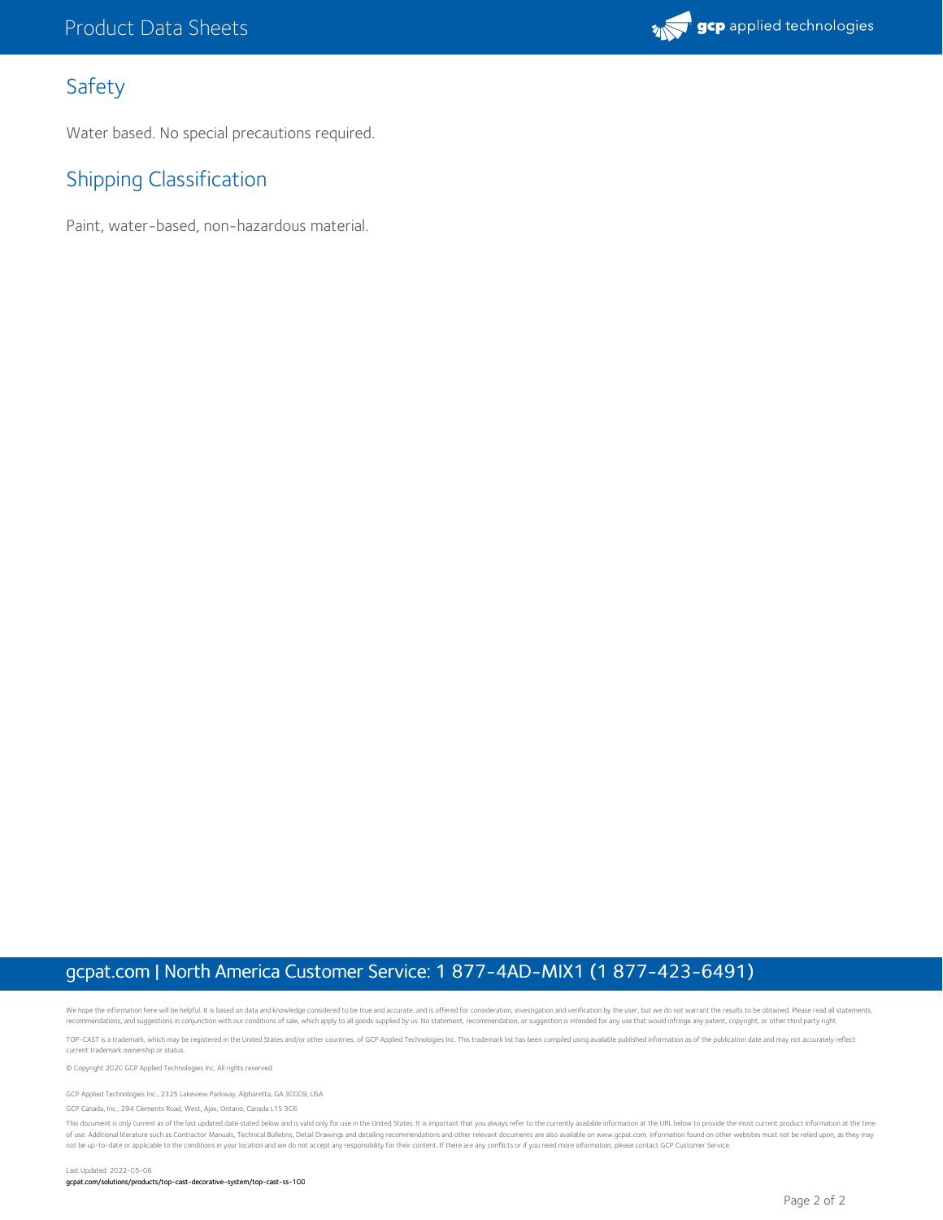## Safety

Water based. No special precautions required.

## Shipping Classification

Paint, water-based, non-hazardous material.

gcpat.com | North America Customer Service: 1 877-4AD-MIX1 (1 877-423-6491)

We hope the information here will be helpful. It is based on data and knowledge considered to be true and accurate, and is offered for consideration, investigation and verification by the user, but we do not warrant the results to be obtained. Please read all statements, recommendations, and suggestions in conjunction with our conditions of sale, which apply to all goods supplied by us. No statement, recommendation, or suggestion is intended for any use that would infringe any patent, copyright, or other third party right.

TOP-CAST is a trademark, which may be registered in the United States and/or other countries, of GCP Applied Technologies Inc. This trademark list has been compiled using available published information as of the publication date and may not accurately reflect current trademark ownership or status.

© Copyright 2020 GCP Applied Technologies Inc. All rights reserved.

GCP Applied Technologies Inc., 2325 Lakeview Parkway, Alpharetta, GA 30009, USA

GCP Canada, Inc., 294 Clements Road, West, Ajax, Ontario, Canada L1S 3C6

This document is only current as of the last updated date stated below and is valid only for use in the United States. It is important that you always refer to the currently available information at the URL below to provide the most current product information at the time of use. Additional literature such as Contractor Manuals, Technical Bulletins, Detail Drawings and detailing recommendations and other relevant documents are also available on www.gcpat.com. Information found on other websites must not be relied upon, as they may not be up-to-date or applicable to the conditions in your location and we do not accept any responsibility for their content. If there are any conflicts or if you need more information, please contact GCP Customer Service.

Last Updated: 2022-05-06

gcpat.com/solutions/products/top-cast-decorative-system/top-cast-ss-100